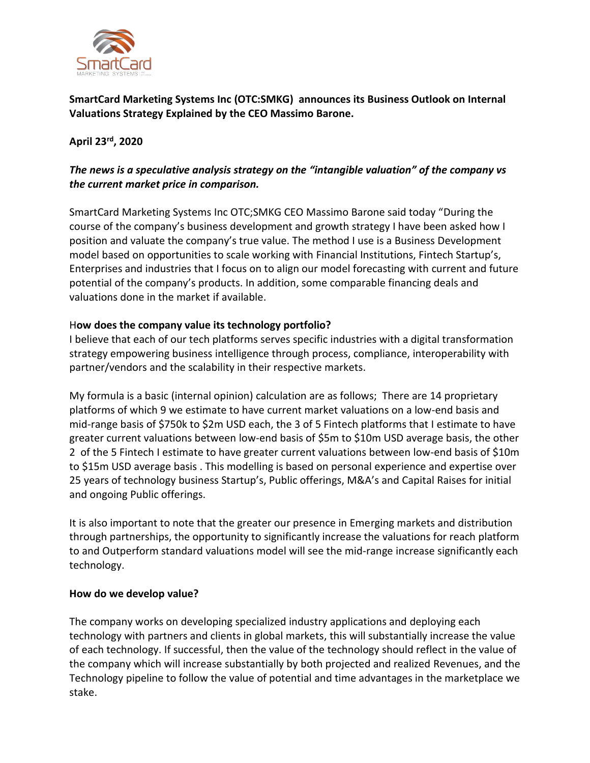**SmartCard Marketing Systems Inc (OTC:SMKG) announces its Business Outlook on Internal Valuations Strategy Explained by the CEO Massimo Barone.**

**April 23rd, 2020**

***The news is a speculative analysis strategy on the "intangible valuation" of the company vs the current market price in comparison.***

SmartCard Marketing Systems Inc OTC;SMKG CEO Massimo Barone said today "During the course of the company's business development and growth strategy I have been asked how I position and valuate the company's true value. The method I use is a Business Development model based on opportunities to scale working with Financial Institutions, Fintech Startup's, Enterprises and industries that I focus on to align our model forecasting with current and future potential of the company's products. In addition, some comparable financing deals and valuations done in the market if available.

**How does the company value its technology portfolio?**

I believe that each of our tech platforms serves specific industries with a digital transformation strategy empowering business intelligence through process, compliance, interoperability with partner/vendors and the scalability in their respective markets.

My formula is a basic (internal opinion) calculation are as follows; There are 14 proprietary platforms of which 9 we estimate to have current market valuations on a low-end basis and mid-range basis of $750k to $2m USD each, the 3 of 5 Fintech platforms that I estimate to have greater current valuations between low-end basis of $5m to $10m USD average basis, the other 2 of the 5 Fintech I estimate to have greater current valuations between low-end basis of $10m to $15m USD average basis . This modelling is based on personal experience and expertise over 25 years of technology business Startup's, Public offerings, M&A's and Capital Raises for initial and ongoing Public offerings.

It is also important to note that the greater our presence in Emerging markets and distribution through partnerships, the opportunity to significantly increase the valuations for reach platform to and Outperform standard valuations model will see the mid-range increase significantly each technology.

**How do we develop value?**

The company works on developing specialized industry applications and deploying each technology with partners and clients in global markets, this will substantially increase the value of each technology. If successful, then the value of the technology should reflect in the value of the company which will increase substantially by both projected and realized Revenues, and the Technology pipeline to follow the value of potential and time advantages in the marketplace we stake.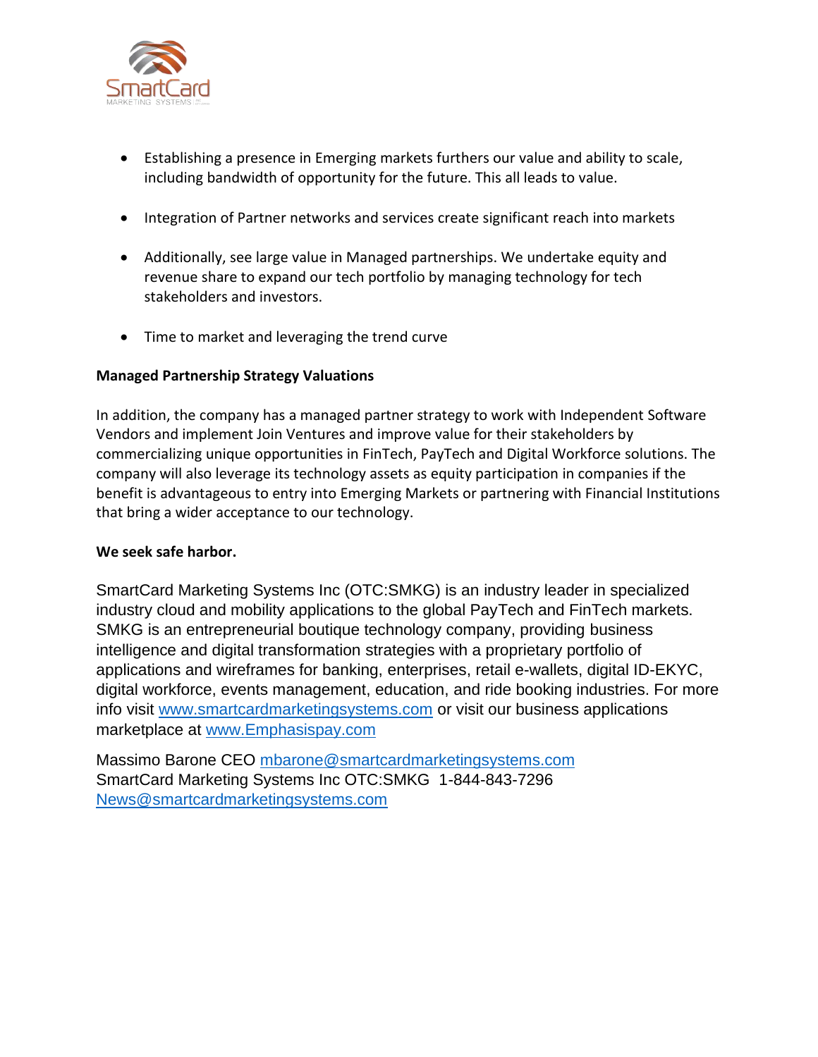- Establishing a presence in Emerging markets furthers our value and ability to scale, including bandwidth of opportunity for the future. This all leads to value.
- Integration of Partner networks and services create significant reach into markets
- Additionally, see large value in Managed partnerships. We undertake equity and revenue share to expand our tech portfolio by managing technology for tech stakeholders and investors.
- Time to market and leveraging the trend curve

**Managed Partnership Strategy Valuations**

In addition, the company has a managed partner strategy to work with Independent Software Vendors and implement Join Ventures and improve value for their stakeholders by commercializing unique opportunities in FinTech, PayTech and Digital Workforce solutions. The company will also leverage its technology assets as equity participation in companies if the benefit is advantageous to entry into Emerging Markets or partnering with Financial Institutions that bring a wider acceptance to our technology.

**We seek safe harbor.**

SmartCard Marketing Systems Inc (OTC:SMKG) is an industry leader in specialized industry cloud and mobility applications to the global PayTech and FinTech markets. SMKG is an entrepreneurial boutique technology company, providing business intelligence and digital transformation strategies with a proprietary portfolio of applications and wireframes for banking, enterprises, retail e-wallets, digital ID-EKYC, digital workforce, events management, education, and ride booking industries. For more info visit www.smartcardmarketingsystems.com or visit our business applications marketplace at www.Emphasispay.com

Massimo Barone CEO mbarone@smartcardmarketingsystems.com
SmartCard Marketing Systems Inc OTC:SMKG 1-844-843-7296
News@smartcardmarketingsystems.com